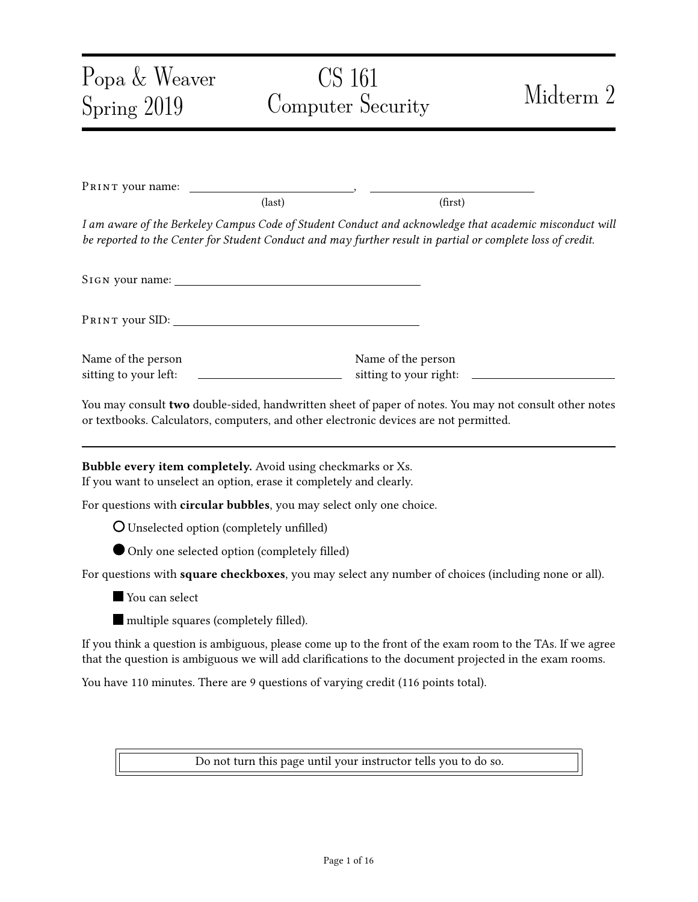Popa & Weaver
Spring 2019

# CS 161 Computer Security

# Midterm 2

PRINT your name: \_\_\_\_\_\_\_\_\_\_\_\_\_\_\_\_\_\_\_\_\_\_\_\_, \_\_\_\_\_\_\_\_\_\_\_\_\_\_\_\_\_\_\_\_\_\_\_\_
(last) (first)

*I am aware of the Berkeley Campus Code of Student Conduct and acknowledge that academic misconduct will be reported to the Center for Student Conduct and may further result in partial or complete loss of credit.*

SIGN your name: \_\_\_\_\_\_\_\_\_\_\_\_\_\_\_\_\_\_\_\_\_\_\_\_\_\_\_\_\_\_\_\_\_\_\_\_

PRINT your SID: \_\_\_\_\_\_\_\_\_\_\_\_\_\_\_\_\_\_\_\_\_\_\_\_\_\_\_\_\_\_\_\_\_\_\_\_

Name of the person sitting to your left: \_\_\_\_\_\_\_\_\_\_\_\_\_\_\_\_\_\_\_\_

Name of the person sitting to your right: \_\_\_\_\_\_\_\_\_\_\_\_\_\_\_\_\_\_\_\_

You may consult **two** double-sided, handwritten sheet of paper of notes. You may not consult other notes or textbooks. Calculators, computers, and other electronic devices are not permitted.

---

**Bubble every item completely.** Avoid using checkmarks or Xs.
If you want to unselect an option, erase it completely and clearly.

For questions with **circular bubbles**, you may select only one choice.

- ○ Unselected option (completely unfilled)
- ● Only one selected option (completely filled)

For questions with **square checkboxes**, you may select any number of choices (including none or all).

- ■ You can select
- ■ multiple squares (completely filled).

If you think a question is ambiguous, please come up to the front of the exam room to the TAs. If we agree that the question is ambiguous we will add clarifications to the document projected in the exam rooms.

You have 110 minutes. There are 9 questions of varying credit (116 points total).

Do not turn this page until your instructor tells you to do so.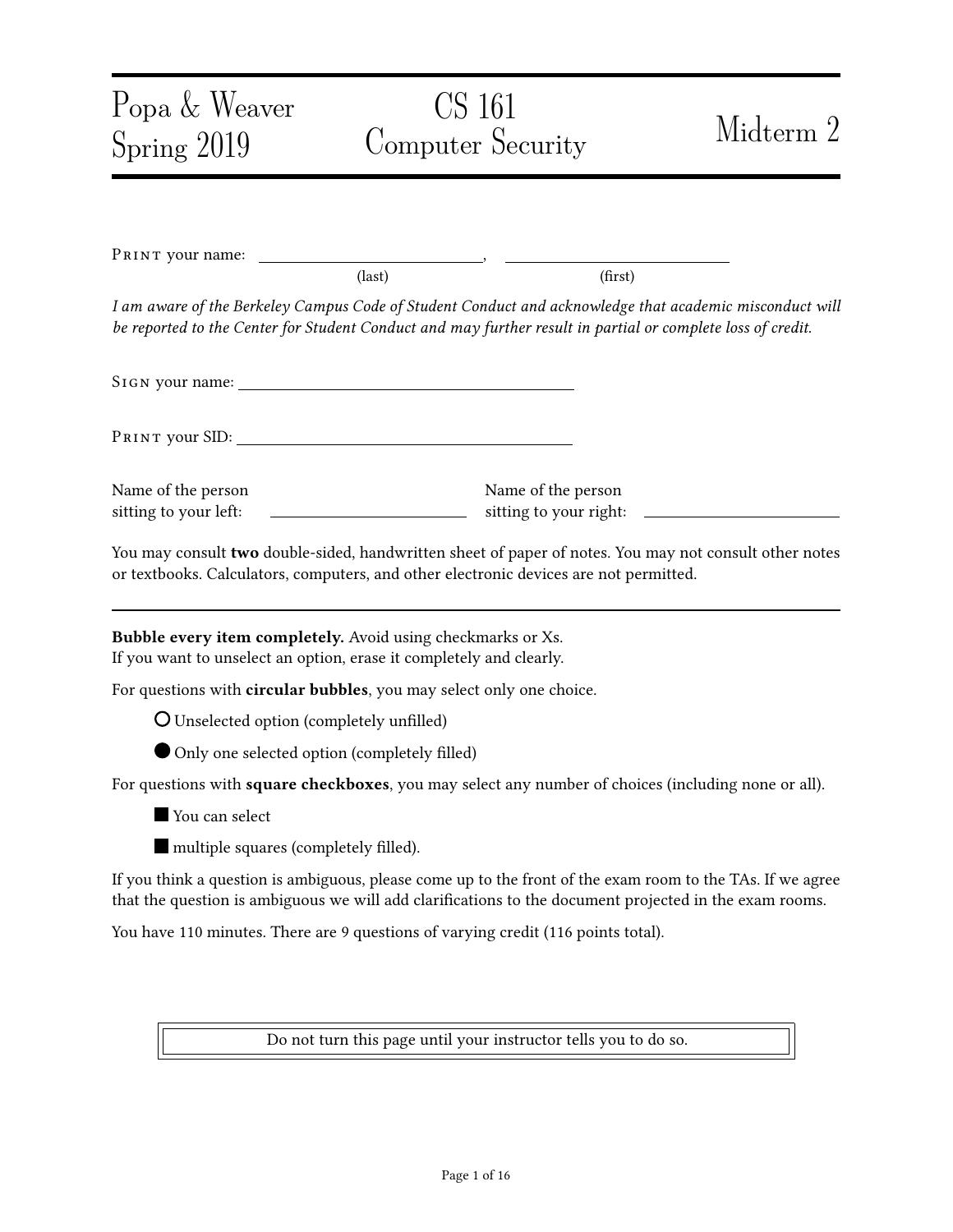# Popa & Weaver Spring 2019 | CS 161 Computer Security | Midterm 2

PRINT your name: \_\_\_\_\_\_\_\_\_\_\_\_\_\_\_\_\_\_\_\_\_\_\_\_\_\_\_\_, \_\_\_\_\_\_\_\_\_\_\_\_\_\_\_\_\_\_\_\_\_\_\_\_\_\_\_\_
(last) (first)

*I am aware of the Berkeley Campus Code of Student Conduct and acknowledge that academic misconduct will be reported to the Center for Student Conduct and may further result in partial or complete loss of credit.*

SIGN your name: \_\_\_\_\_\_\_\_\_\_\_\_\_\_\_\_\_\_\_\_\_\_\_\_\_\_\_\_\_\_\_\_\_\_\_\_\_\_\_\_

PRINT your SID: \_\_\_\_\_\_\_\_\_\_\_\_\_\_\_\_\_\_\_\_\_\_\_\_\_\_\_\_\_\_\_\_\_\_\_\_\_\_\_\_

Name of the person sitting to your left: \_\_\_\_\_\_\_\_\_\_\_\_\_\_\_\_\_\_\_\_\_\_\_\_

Name of the person sitting to your right: \_\_\_\_\_\_\_\_\_\_\_\_\_\_\_\_\_\_\_\_\_\_\_\_

You may consult **two** double-sided, handwritten sheet of paper of notes. You may not consult other notes or textbooks. Calculators, computers, and other electronic devices are not permitted.

---

**Bubble every item completely.** Avoid using checkmarks or Xs.
If you want to unselect an option, erase it completely and clearly.

For questions with **circular bubbles**, you may select only one choice.

- ○ Unselected option (completely unfilled)
- ● Only one selected option (completely filled)

For questions with **square checkboxes**, you may select any number of choices (including none or all).

- ■ You can select
- ■ multiple squares (completely filled).

If you think a question is ambiguous, please come up to the front of the exam room to the TAs. If we agree that the question is ambiguous we will add clarifications to the document projected in the exam rooms.

You have 110 minutes. There are 9 questions of varying credit (116 points total).

Do not turn this page until your instructor tells you to do so.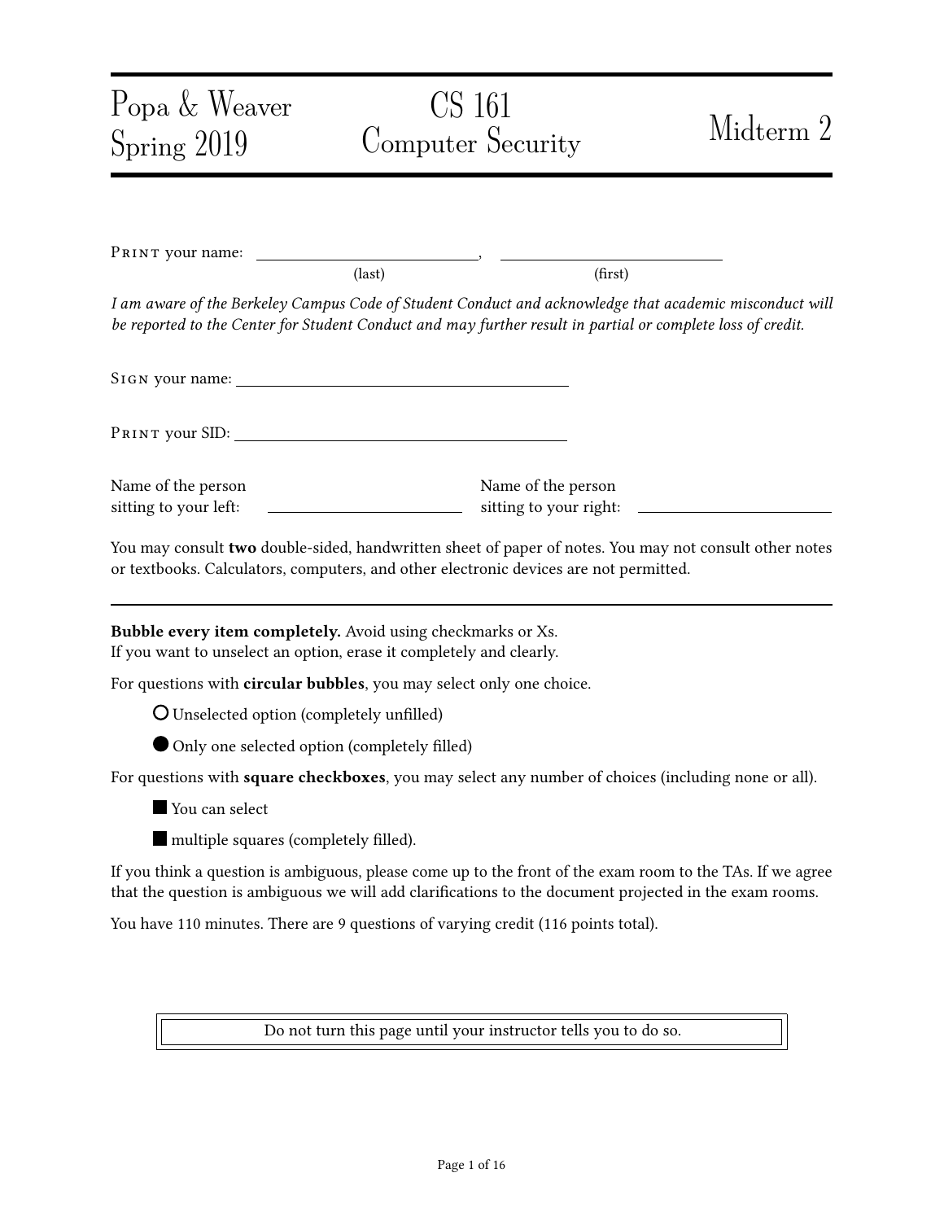Popa & Weaver
Spring 2019

# CS 161
# Computer Security

# Midterm 2

PRINT your name: ______________________, ______________________
(last) (first)

*I am aware of the Berkeley Campus Code of Student Conduct and acknowledge that academic misconduct will be reported to the Center for Student Conduct and may further result in partial or complete loss of credit.*

SIGN your name: ______________________

PRINT your SID: ______________________

Name of the person sitting to your left: ______________________

Name of the person sitting to your right: ______________________

You may consult **two** double-sided, handwritten sheet of paper of notes. You may not consult other notes or textbooks. Calculators, computers, and other electronic devices are not permitted.

---

**Bubble every item completely.** Avoid using checkmarks or Xs.
If you want to unselect an option, erase it completely and clearly.

For questions with **circular bubbles**, you may select only one choice.

○ Unselected option (completely unfilled)

● Only one selected option (completely filled)

For questions with **square checkboxes**, you may select any number of choices (including none or all).

■ You can select

■ multiple squares (completely filled).

If you think a question is ambiguous, please come up to the front of the exam room to the TAs. If we agree that the question is ambiguous we will add clarifications to the document projected in the exam rooms.

You have 110 minutes. There are 9 questions of varying credit (116 points total).

Do not turn this page until your instructor tells you to do so.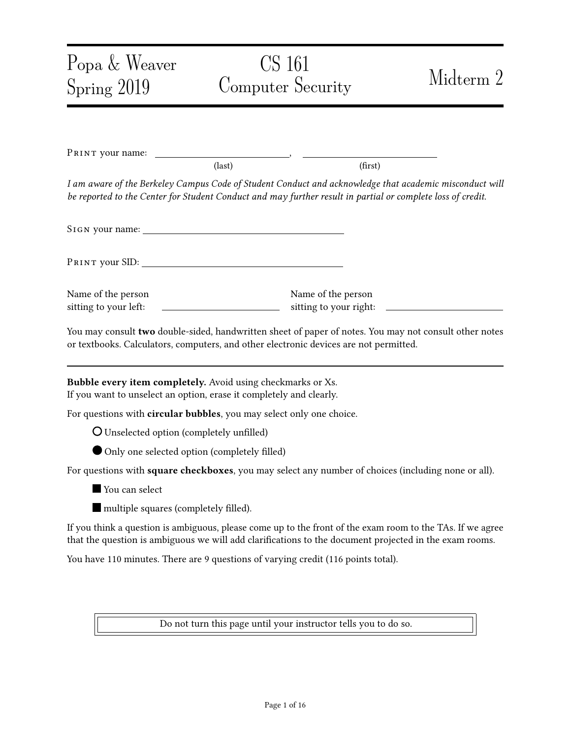Popa & Weaver
Spring 2019

# CS 161
# Computer Security

# Midterm 2

PRINT your name: \_\_\_\_\_\_\_\_\_\_\_\_\_\_\_\_\_\_\_\_\_\_\_\_\_\_\_\_, \_\_\_\_\_\_\_\_\_\_\_\_\_\_\_\_\_\_\_\_\_\_\_\_\_\_\_\_
(last) (first)

*I am aware of the Berkeley Campus Code of Student Conduct and acknowledge that academic misconduct will be reported to the Center for Student Conduct and may further result in partial or complete loss of credit.*

SIGN your name: \_\_\_\_\_\_\_\_\_\_\_\_\_\_\_\_\_\_\_\_\_\_\_\_\_\_\_\_\_\_\_\_\_\_\_\_\_\_\_\_

PRINT your SID: \_\_\_\_\_\_\_\_\_\_\_\_\_\_\_\_\_\_\_\_\_\_\_\_\_\_\_\_\_\_\_\_\_\_\_\_\_\_\_\_

Name of the person sitting to your left: \_\_\_\_\_\_\_\_\_\_\_\_\_\_\_\_\_\_\_\_\_\_\_\_

Name of the person sitting to your right: \_\_\_\_\_\_\_\_\_\_\_\_\_\_\_\_\_\_\_\_\_\_\_\_

You may consult **two** double-sided, handwritten sheet of paper of notes. You may not consult other notes or textbooks. Calculators, computers, and other electronic devices are not permitted.

---

**Bubble every item completely.** Avoid using checkmarks or Xs.
If you want to unselect an option, erase it completely and clearly.

For questions with **circular bubbles**, you may select only one choice.

○ Unselected option (completely unfilled)

● Only one selected option (completely filled)

For questions with **square checkboxes**, you may select any number of choices (including none or all).

■ You can select

■ multiple squares (completely filled).

If you think a question is ambiguous, please come up to the front of the exam room to the TAs. If we agree that the question is ambiguous we will add clarifications to the document projected in the exam rooms.

You have 110 minutes. There are 9 questions of varying credit (116 points total).

Do not turn this page until your instructor tells you to do so.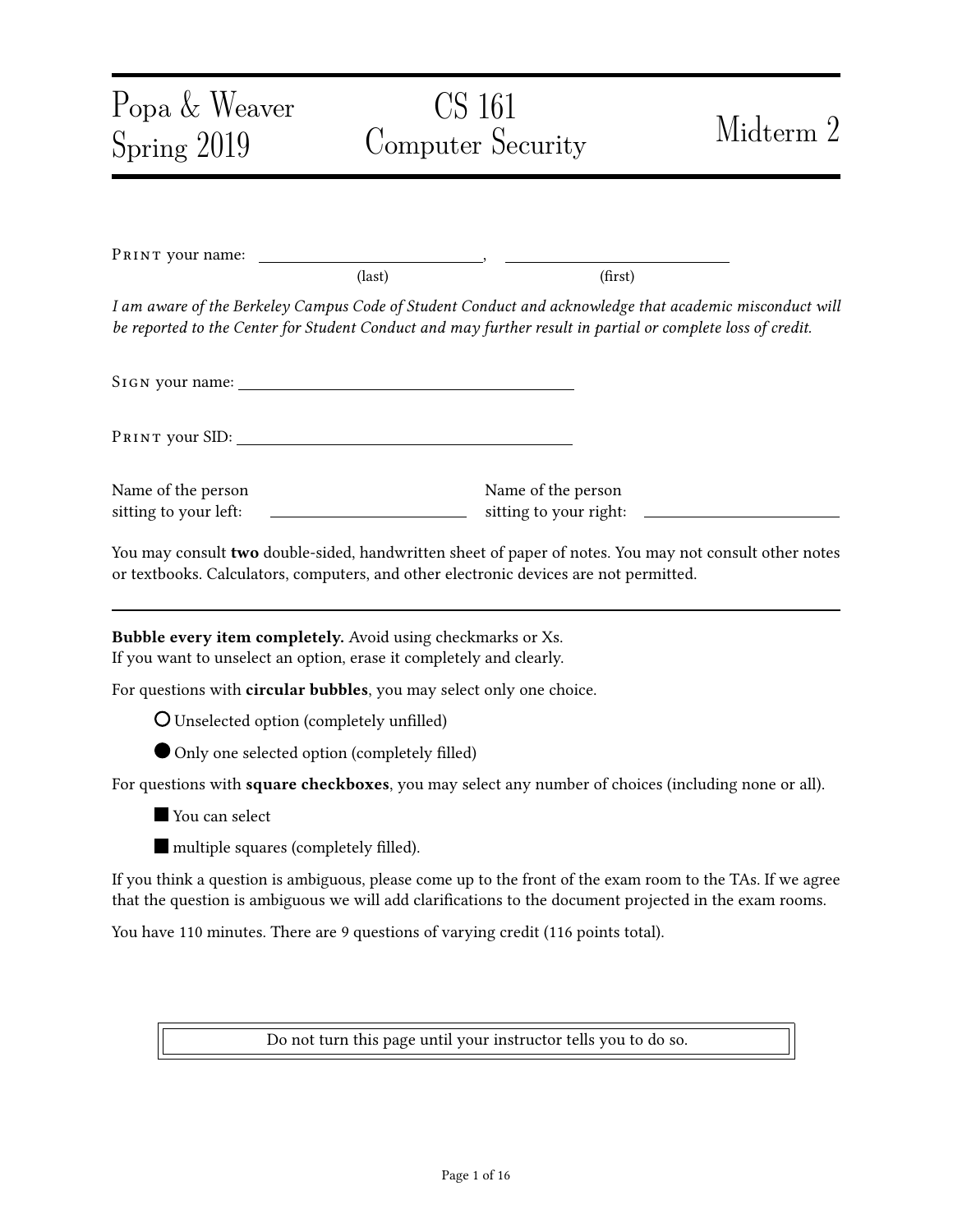Popa & Weaver
Spring 2019

# CS 161
# Computer Security

# Midterm 2

Print your name: ____________________, ____________________
(last) (first)

*I am aware of the Berkeley Campus Code of Student Conduct and acknowledge that academic misconduct will be reported to the Center for Student Conduct and may further result in partial or complete loss of credit.*

Sign your name: ______________________________

Print your SID: ______________________________

Name of the person sitting to your left: ____________________ Name of the person sitting to your right: ____________________

You may consult **two** double-sided, handwritten sheet of paper of notes. You may not consult other notes or textbooks. Calculators, computers, and other electronic devices are not permitted.

---

**Bubble every item completely.** Avoid using checkmarks or Xs.
If you want to unselect an option, erase it completely and clearly.

For questions with **circular bubbles**, you may select only one choice.

○ Unselected option (completely unfilled)

● Only one selected option (completely filled)

For questions with **square checkboxes**, you may select any number of choices (including none or all).

■ You can select

■ multiple squares (completely filled).

If you think a question is ambiguous, please come up to the front of the exam room to the TAs. If we agree that the question is ambiguous we will add clarifications to the document projected in the exam rooms.

You have 110 minutes. There are 9 questions of varying credit (116 points total).

Do not turn this page until your instructor tells you to do so.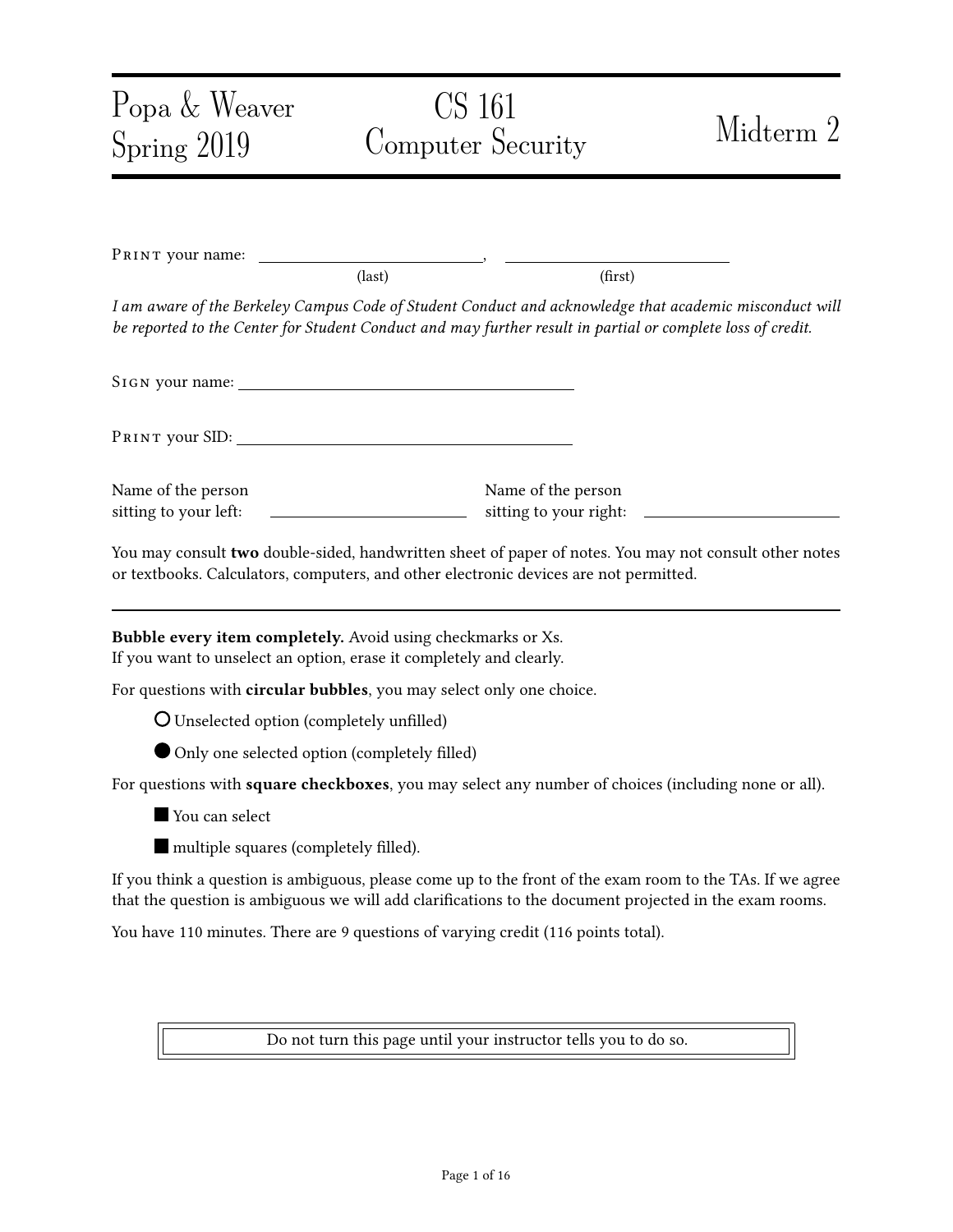# Popa & Weaver Spring 2019

# CS 161 Computer Security

# Midterm 2

PRINT your name: ______________________, ______________________
(last) (first)

*I am aware of the Berkeley Campus Code of Student Conduct and acknowledge that academic misconduct will be reported to the Center for Student Conduct and may further result in partial or complete loss of credit.*

SIGN your name: ______________________

PRINT your SID: ______________________

Name of the person sitting to your left: ______________________ Name of the person sitting to your right: ______________________

You may consult **two** double-sided, handwritten sheet of paper of notes. You may not consult other notes or textbooks. Calculators, computers, and other electronic devices are not permitted.

---

**Bubble every item completely.** Avoid using checkmarks or Xs.
If you want to unselect an option, erase it completely and clearly.

For questions with **circular bubbles**, you may select only one choice.

○ Unselected option (completely unfilled)

● Only one selected option (completely filled)

For questions with **square checkboxes**, you may select any number of choices (including none or all).

■ You can select

■ multiple squares (completely filled).

If you think a question is ambiguous, please come up to the front of the exam room to the TAs. If we agree that the question is ambiguous we will add clarifications to the document projected in the exam rooms.

You have 110 minutes. There are 9 questions of varying credit (116 points total).

Do not turn this page until your instructor tells you to do so.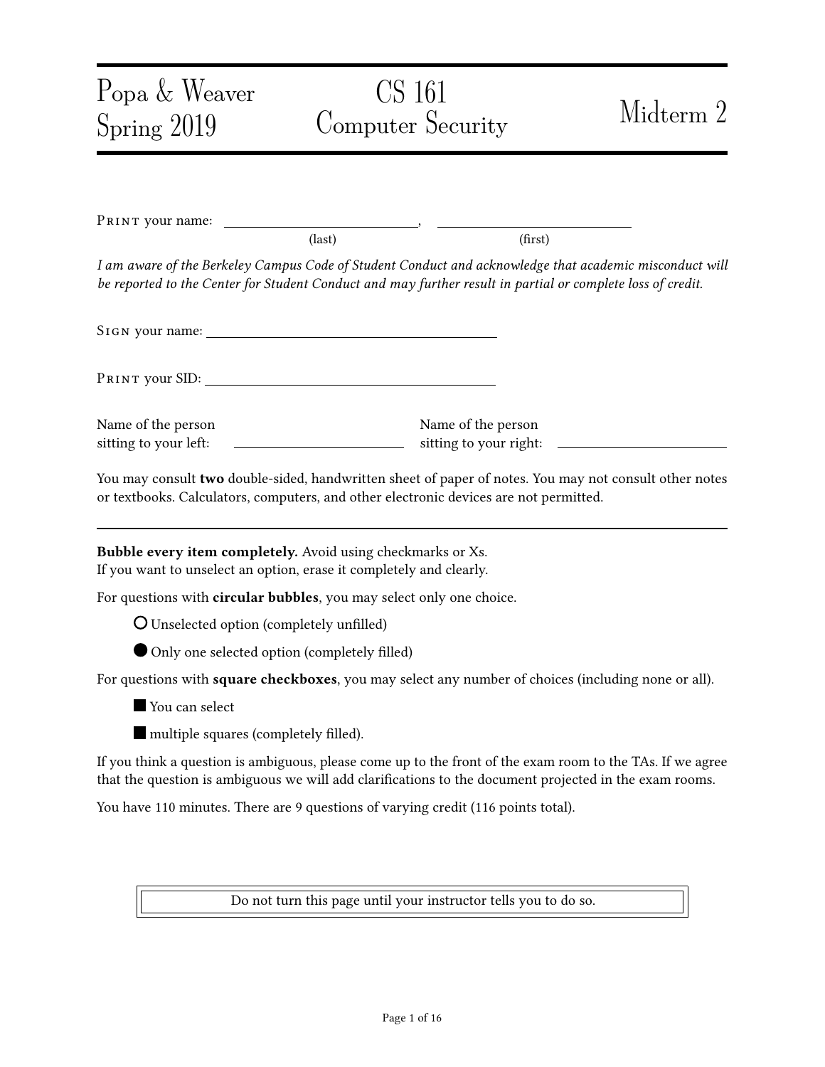# Popa & Weaver Spring 2019 — CS 161 Computer Security — Midterm 2

PRINT your name: \_\_\_\_\_\_\_\_\_\_\_\_\_\_\_\_\_\_\_\_\_\_\_\_\_\_, \_\_\_\_\_\_\_\_\_\_\_\_\_\_\_\_\_\_\_\_\_\_\_\_\_\_
(last) (first)

*I am aware of the Berkeley Campus Code of Student Conduct and acknowledge that academic misconduct will be reported to the Center for Student Conduct and may further result in partial or complete loss of credit.*

SIGN your name: \_\_\_\_\_\_\_\_\_\_\_\_\_\_\_\_\_\_\_\_\_\_\_\_\_\_\_\_\_\_\_\_\_\_\_\_\_\_\_\_

PRINT your SID: \_\_\_\_\_\_\_\_\_\_\_\_\_\_\_\_\_\_\_\_\_\_\_\_\_\_\_\_\_\_\_\_\_\_\_\_\_\_\_\_

Name of the person sitting to your left: \_\_\_\_\_\_\_\_\_\_\_\_\_\_\_\_\_\_\_\_\_\_\_\_

Name of the person sitting to your right: \_\_\_\_\_\_\_\_\_\_\_\_\_\_\_\_\_\_\_\_\_\_\_\_

You may consult **two** double-sided, handwritten sheet of paper of notes. You may not consult other notes or textbooks. Calculators, computers, and other electronic devices are not permitted.

---

**Bubble every item completely.** Avoid using checkmarks or Xs.
If you want to unselect an option, erase it completely and clearly.

For questions with **circular bubbles**, you may select only one choice.

- ○ Unselected option (completely unfilled)
- ● Only one selected option (completely filled)

For questions with **square checkboxes**, you may select any number of choices (including none or all).

- ■ You can select
- ■ multiple squares (completely filled).

If you think a question is ambiguous, please come up to the front of the exam room to the TAs. If we agree that the question is ambiguous we will add clarifications to the document projected in the exam rooms.

You have 110 minutes. There are 9 questions of varying credit (116 points total).

Do not turn this page until your instructor tells you to do so.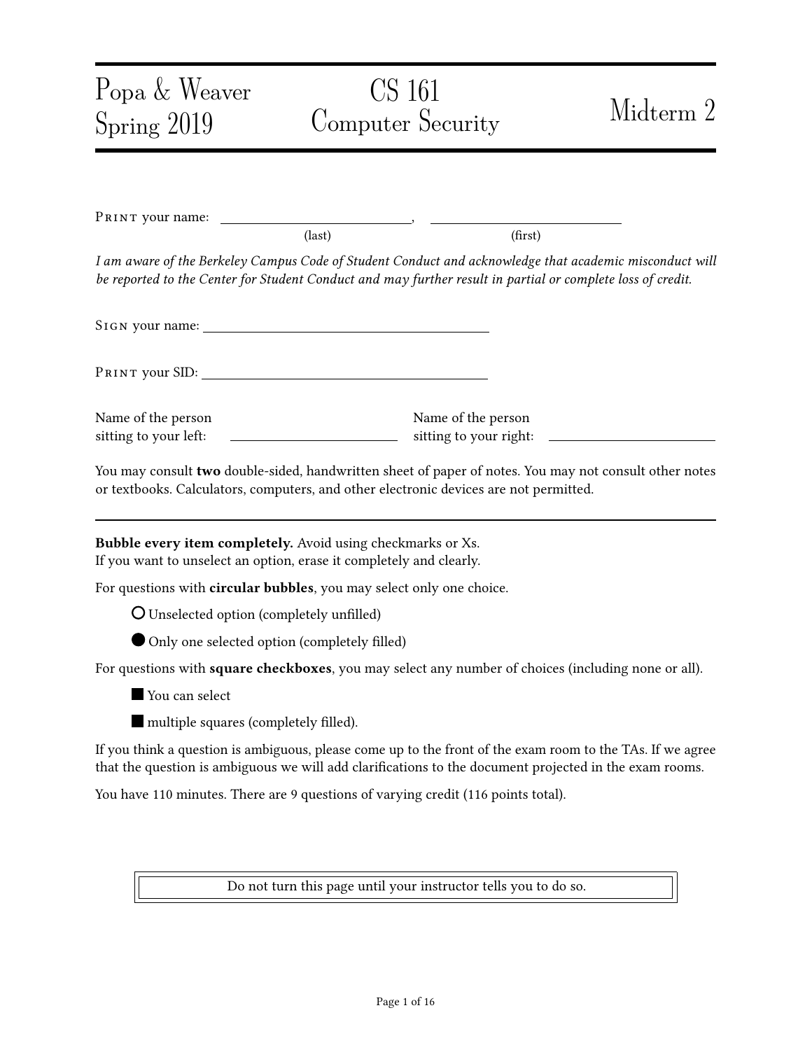# Popa & Weaver Spring 2019

# CS 161 Computer Security

# Midterm 2

PRINT your name: ____________________, ____________________
(last) (first)

*I am aware of the Berkeley Campus Code of Student Conduct and acknowledge that academic misconduct will be reported to the Center for Student Conduct and may further result in partial or complete loss of credit.*

SIGN your name: ______________________________

PRINT your SID: ______________________________

Name of the person sitting to your left: ____________________

Name of the person sitting to your right: ____________________

You may consult **two** double-sided, handwritten sheet of paper of notes. You may not consult other notes or textbooks. Calculators, computers, and other electronic devices are not permitted.

---

**Bubble every item completely.** Avoid using checkmarks or Xs.
If you want to unselect an option, erase it completely and clearly.

For questions with **circular bubbles**, you may select only one choice.

○ Unselected option (completely unfilled)

● Only one selected option (completely filled)

For questions with **square checkboxes**, you may select any number of choices (including none or all).

■ You can select

■ multiple squares (completely filled).

If you think a question is ambiguous, please come up to the front of the exam room to the TAs. If we agree that the question is ambiguous we will add clarifications to the document projected in the exam rooms.

You have 110 minutes. There are 9 questions of varying credit (116 points total).

Do not turn this page until your instructor tells you to do so.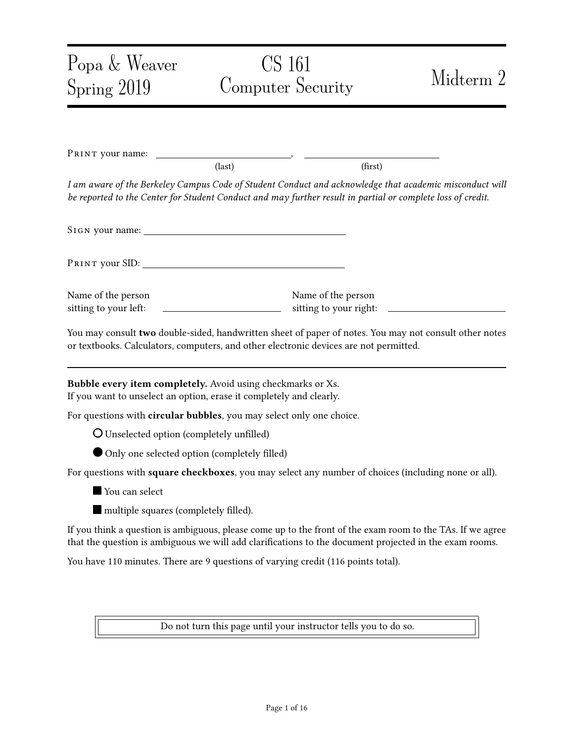# Popa & Weaver Spring 2019 | CS 161 Computer Security | Midterm 2

PRINT your name: ______________________, ______________________
(last) (first)

*I am aware of the Berkeley Campus Code of Student Conduct and acknowledge that academic misconduct will be reported to the Center for Student Conduct and may further result in partial or complete loss of credit.*

SIGN your name: ______________________________

PRINT your SID: ______________________________

Name of the person sitting to your left: ______________________

Name of the person sitting to your right: ______________________

You may consult **two** double-sided, handwritten sheet of paper of notes. You may not consult other notes or textbooks. Calculators, computers, and other electronic devices are not permitted.

---

**Bubble every item completely.** Avoid using checkmarks or Xs.
If you want to unselect an option, erase it completely and clearly.

For questions with **circular bubbles**, you may select only one choice.

- ○ Unselected option (completely unfilled)
- ● Only one selected option (completely filled)

For questions with **square checkboxes**, you may select any number of choices (including none or all).

- ■ You can select
- ■ multiple squares (completely filled).

If you think a question is ambiguous, please come up to the front of the exam room to the TAs. If we agree that the question is ambiguous we will add clarifications to the document projected in the exam rooms.

You have 110 minutes. There are 9 questions of varying credit (116 points total).

Do not turn this page until your instructor tells you to do so.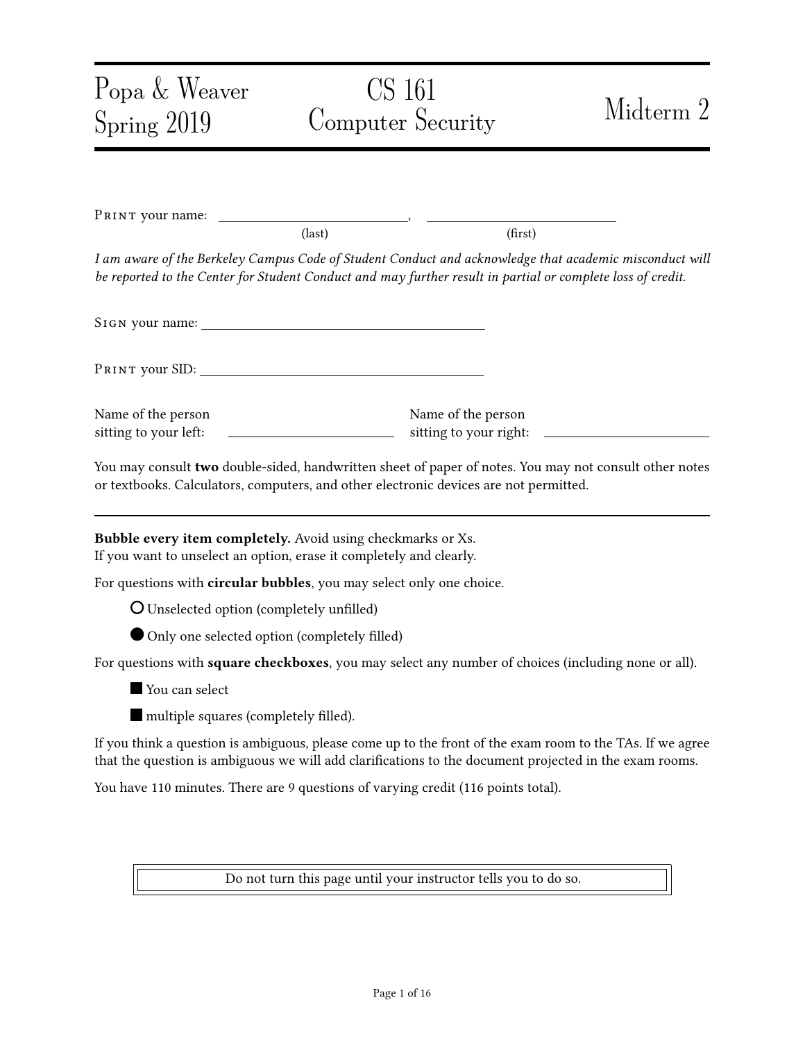Popa & Weaver
Spring 2019

CS 161
Computer Security

Midterm 2

PRINT your name: ______________________, ______________________
(last) (first)

*I am aware of the Berkeley Campus Code of Student Conduct and acknowledge that academic misconduct will be reported to the Center for Student Conduct and may further result in partial or complete loss of credit.*

SIGN your name: ______________________

PRINT your SID: ______________________

Name of the person sitting to your left: ______________________

Name of the person sitting to your right: ______________________

You may consult **two** double-sided, handwritten sheet of paper of notes. You may not consult other notes or textbooks. Calculators, computers, and other electronic devices are not permitted.

---

**Bubble every item completely.** Avoid using checkmarks or Xs.
If you want to unselect an option, erase it completely and clearly.

For questions with **circular bubbles**, you may select only one choice.

○ Unselected option (completely unfilled)

● Only one selected option (completely filled)

For questions with **square checkboxes**, you may select any number of choices (including none or all).

■ You can select

■ multiple squares (completely filled).

If you think a question is ambiguous, please come up to the front of the exam room to the TAs. If we agree that the question is ambiguous we will add clarifications to the document projected in the exam rooms.

You have 110 minutes. There are 9 questions of varying credit (116 points total).

Do not turn this page until your instructor tells you to do so.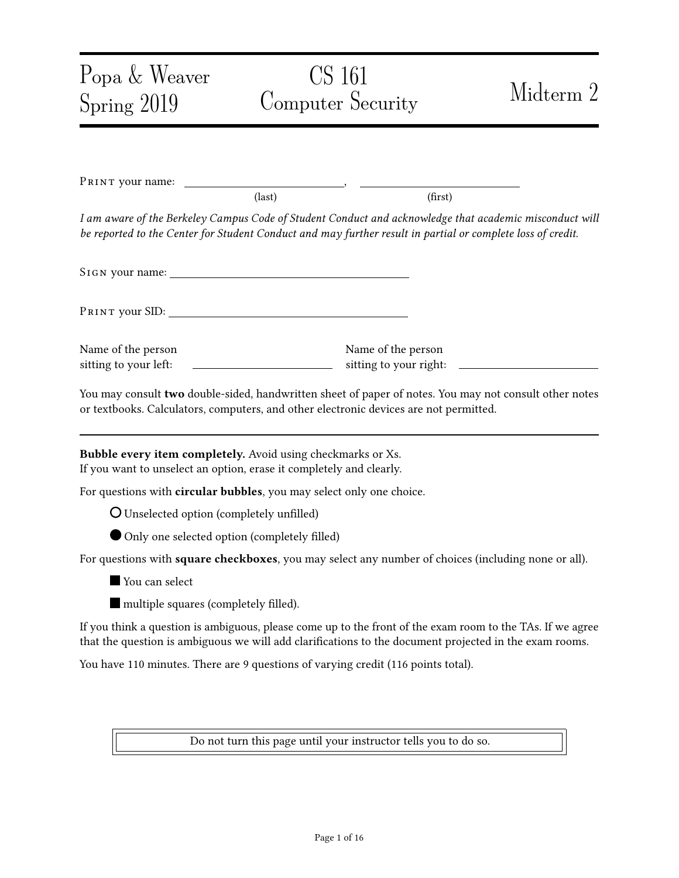# Popa & Weaver
# Spring 2019

# CS 161
# Computer Security

# Midterm 2

PRINT your name: ______________________, ______________________
(last) (first)

*I am aware of the Berkeley Campus Code of Student Conduct and acknowledge that academic misconduct will be reported to the Center for Student Conduct and may further result in partial or complete loss of credit.*

SIGN your name: ______________________

PRINT your SID: ______________________

Name of the person sitting to your left: ______________________

Name of the person sitting to your right: ______________________

You may consult **two** double-sided, handwritten sheet of paper of notes. You may not consult other notes or textbooks. Calculators, computers, and other electronic devices are not permitted.

---

**Bubble every item completely.** Avoid using checkmarks or Xs.
If you want to unselect an option, erase it completely and clearly.

For questions with **circular bubbles**, you may select only one choice.

- ○ Unselected option (completely unfilled)
- ● Only one selected option (completely filled)

For questions with **square checkboxes**, you may select any number of choices (including none or all).

- ■ You can select
- ■ multiple squares (completely filled).

If you think a question is ambiguous, please come up to the front of the exam room to the TAs. If we agree that the question is ambiguous we will add clarifications to the document projected in the exam rooms.

You have 110 minutes. There are 9 questions of varying credit (116 points total).

Do not turn this page until your instructor tells you to do so.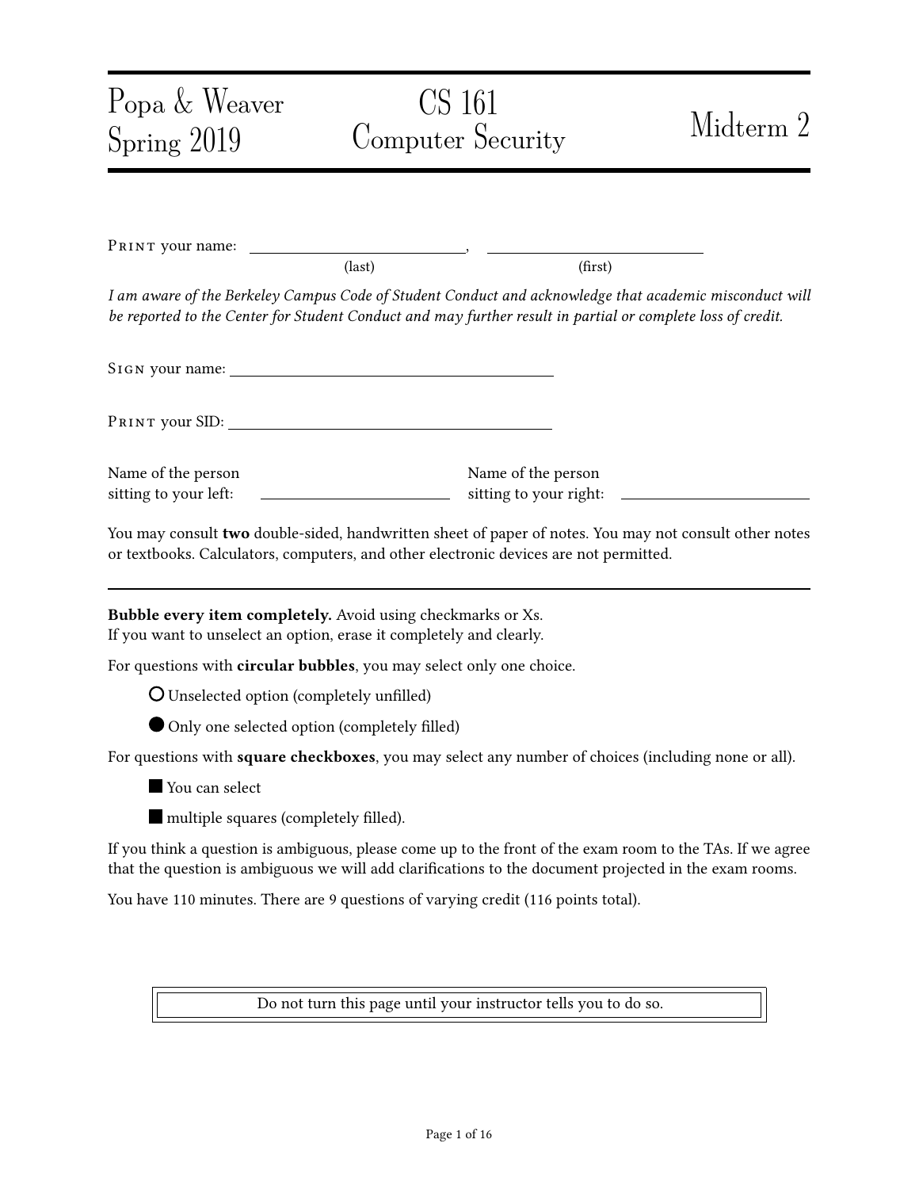Popa & Weaver
Spring 2019

# CS 161
# Computer Security

# Midterm 2

PRINT your name: \_\_\_\_\_\_\_\_\_\_\_\_\_\_\_\_\_\_\_\_\_\_\_\_\_\_\_\_, \_\_\_\_\_\_\_\_\_\_\_\_\_\_\_\_\_\_\_\_\_\_\_\_\_\_\_\_
(last) (first)

*I am aware of the Berkeley Campus Code of Student Conduct and acknowledge that academic misconduct will be reported to the Center for Student Conduct and may further result in partial or complete loss of credit.*

SIGN your name: \_\_\_\_\_\_\_\_\_\_\_\_\_\_\_\_\_\_\_\_\_\_\_\_\_\_\_\_\_\_\_\_\_\_\_\_\_\_\_\_

PRINT your SID: \_\_\_\_\_\_\_\_\_\_\_\_\_\_\_\_\_\_\_\_\_\_\_\_\_\_\_\_\_\_\_\_\_\_\_\_\_\_\_\_

Name of the person sitting to your left: \_\_\_\_\_\_\_\_\_\_\_\_\_\_\_\_\_\_\_\_\_\_\_\_ Name of the person sitting to your right: \_\_\_\_\_\_\_\_\_\_\_\_\_\_\_\_\_\_\_\_\_\_\_\_

You may consult **two** double-sided, handwritten sheet of paper of notes. You may not consult other notes or textbooks. Calculators, computers, and other electronic devices are not permitted.

---

**Bubble every item completely.** Avoid using checkmarks or Xs.
If you want to unselect an option, erase it completely and clearly.

For questions with **circular bubbles**, you may select only one choice.

○ Unselected option (completely unfilled)

● Only one selected option (completely filled)

For questions with **square checkboxes**, you may select any number of choices (including none or all).

■ You can select

■ multiple squares (completely filled).

If you think a question is ambiguous, please come up to the front of the exam room to the TAs. If we agree that the question is ambiguous we will add clarifications to the document projected in the exam rooms.

You have 110 minutes. There are 9 questions of varying credit (116 points total).

Do not turn this page until your instructor tells you to do so.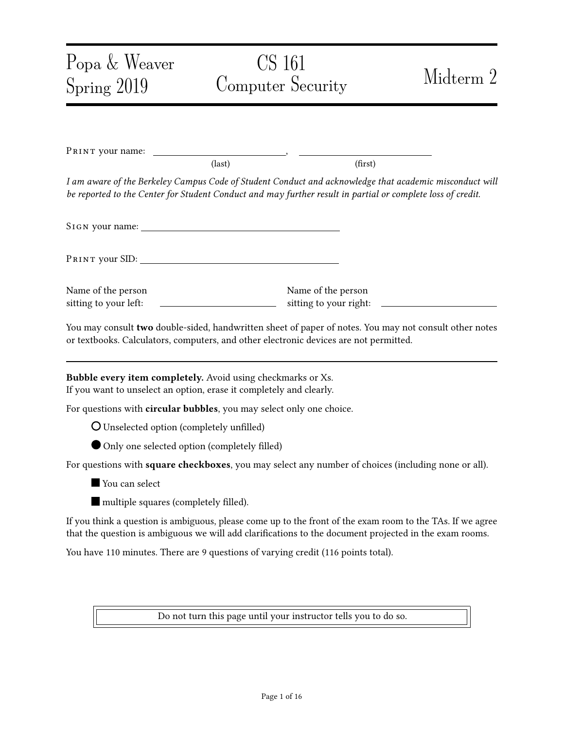Popa & Weaver
Spring 2019

# CS 161
# Computer Security

# Midterm 2

Print your name: ____________________, ____________________
(last) (first)

*I am aware of the Berkeley Campus Code of Student Conduct and acknowledge that academic misconduct will be reported to the Center for Student Conduct and may further result in partial or complete loss of credit.*

Sign your name: ________________________________

Print your SID: ________________________________

Name of the person sitting to your left: ____________________ Name of the person sitting to your right: ____________________

You may consult **two** double-sided, handwritten sheet of paper of notes. You may not consult other notes or textbooks. Calculators, computers, and other electronic devices are not permitted.

---

**Bubble every item completely.** Avoid using checkmarks or Xs.
If you want to unselect an option, erase it completely and clearly.

For questions with **circular bubbles**, you may select only one choice.

- ○ Unselected option (completely unfilled)
- ● Only one selected option (completely filled)

For questions with **square checkboxes**, you may select any number of choices (including none or all).

- ■ You can select
- ■ multiple squares (completely filled).

If you think a question is ambiguous, please come up to the front of the exam room to the TAs. If we agree that the question is ambiguous we will add clarifications to the document projected in the exam rooms.

You have 110 minutes. There are 9 questions of varying credit (116 points total).

Do not turn this page until your instructor tells you to do so.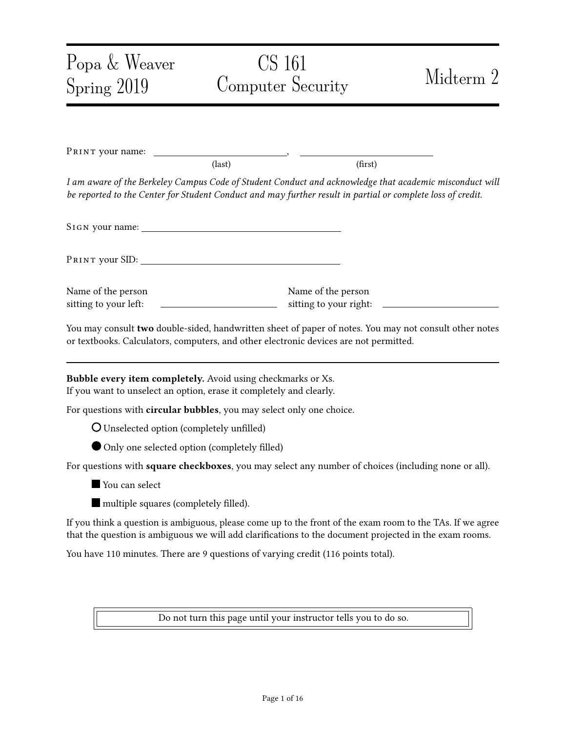# Popa & Weaver Spring 2019 | CS 161 Computer Security | Midterm 2

PRINT your name: ____________________, ____________________
(last) (first)

*I am aware of the Berkeley Campus Code of Student Conduct and acknowledge that academic misconduct will be reported to the Center for Student Conduct and may further result in partial or complete loss of credit.*

SIGN your name: ________________________________

PRINT your SID: ________________________________

Name of the person sitting to your left: ____________________ Name of the person sitting to your right: ____________________

You may consult **two** double-sided, handwritten sheet of paper of notes. You may not consult other notes or textbooks. Calculators, computers, and other electronic devices are not permitted.

---

**Bubble every item completely.** Avoid using checkmarks or Xs.
If you want to unselect an option, erase it completely and clearly.

For questions with **circular bubbles**, you may select only one choice.

- ○ Unselected option (completely unfilled)
- ● Only one selected option (completely filled)

For questions with **square checkboxes**, you may select any number of choices (including none or all).

- ■ You can select
- ■ multiple squares (completely filled).

If you think a question is ambiguous, please come up to the front of the exam room to the TAs. If we agree that the question is ambiguous we will add clarifications to the document projected in the exam rooms.

You have 110 minutes. There are 9 questions of varying credit (116 points total).

Do not turn this page until your instructor tells you to do so.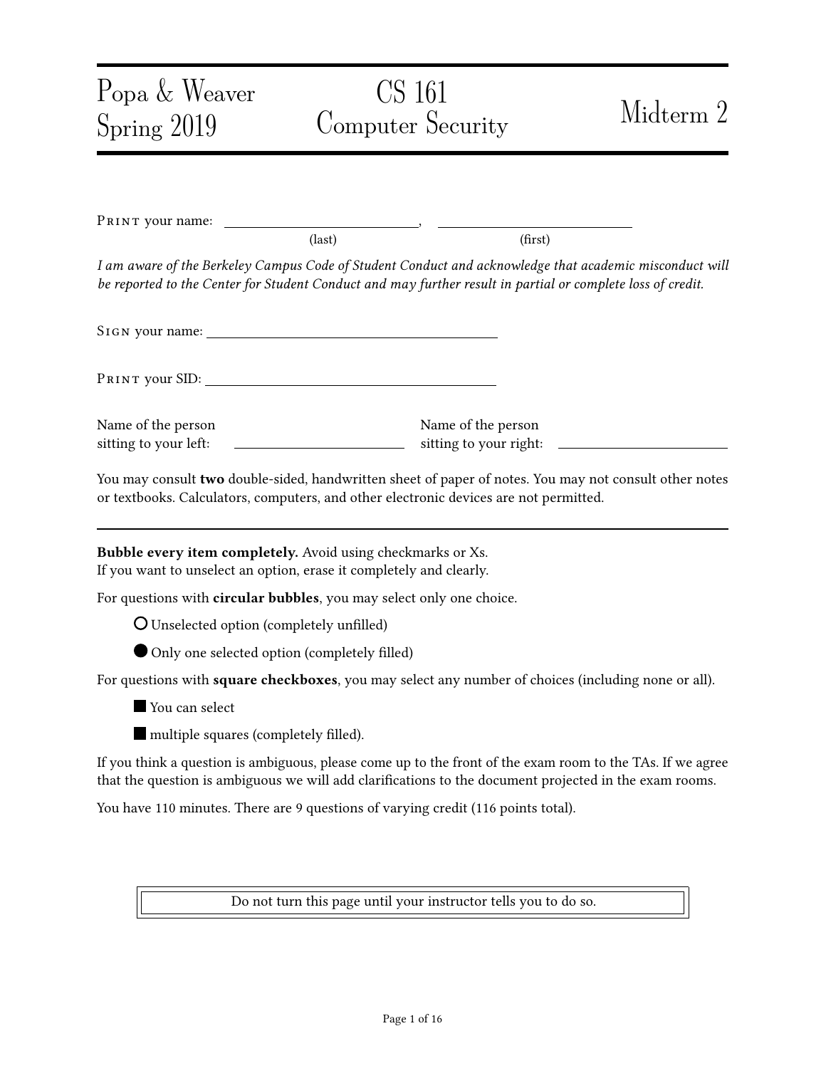# Popa & Weaver Spring 2019 — CS 161 Computer Security — Midterm 2

PRINT your name: \_\_\_\_\_\_\_\_\_\_\_\_\_\_\_\_\_\_\_\_, \_\_\_\_\_\_\_\_\_\_\_\_\_\_\_\_\_\_\_\_
(last) (first)

*I am aware of the Berkeley Campus Code of Student Conduct and acknowledge that academic misconduct will be reported to the Center for Student Conduct and may further result in partial or complete loss of credit.*

SIGN your name: \_\_\_\_\_\_\_\_\_\_\_\_\_\_\_\_\_\_\_\_

PRINT your SID: \_\_\_\_\_\_\_\_\_\_\_\_\_\_\_\_\_\_\_\_

Name of the person sitting to your left: \_\_\_\_\_\_\_\_\_\_\_\_\_\_\_\_\_\_\_\_

Name of the person sitting to your right: \_\_\_\_\_\_\_\_\_\_\_\_\_\_\_\_\_\_\_\_

You may consult **two** double-sided, handwritten sheet of paper of notes. You may not consult other notes or textbooks. Calculators, computers, and other electronic devices are not permitted.

---

**Bubble every item completely.** Avoid using checkmarks or Xs.
If you want to unselect an option, erase it completely and clearly.

For questions with **circular bubbles**, you may select only one choice.

- ○ Unselected option (completely unfilled)
- ● Only one selected option (completely filled)

For questions with **square checkboxes**, you may select any number of choices (including none or all).

- ■ You can select
- ■ multiple squares (completely filled).

If you think a question is ambiguous, please come up to the front of the exam room to the TAs. If we agree that the question is ambiguous we will add clarifications to the document projected in the exam rooms.

You have 110 minutes. There are 9 questions of varying credit (116 points total).

Do not turn this page until your instructor tells you to do so.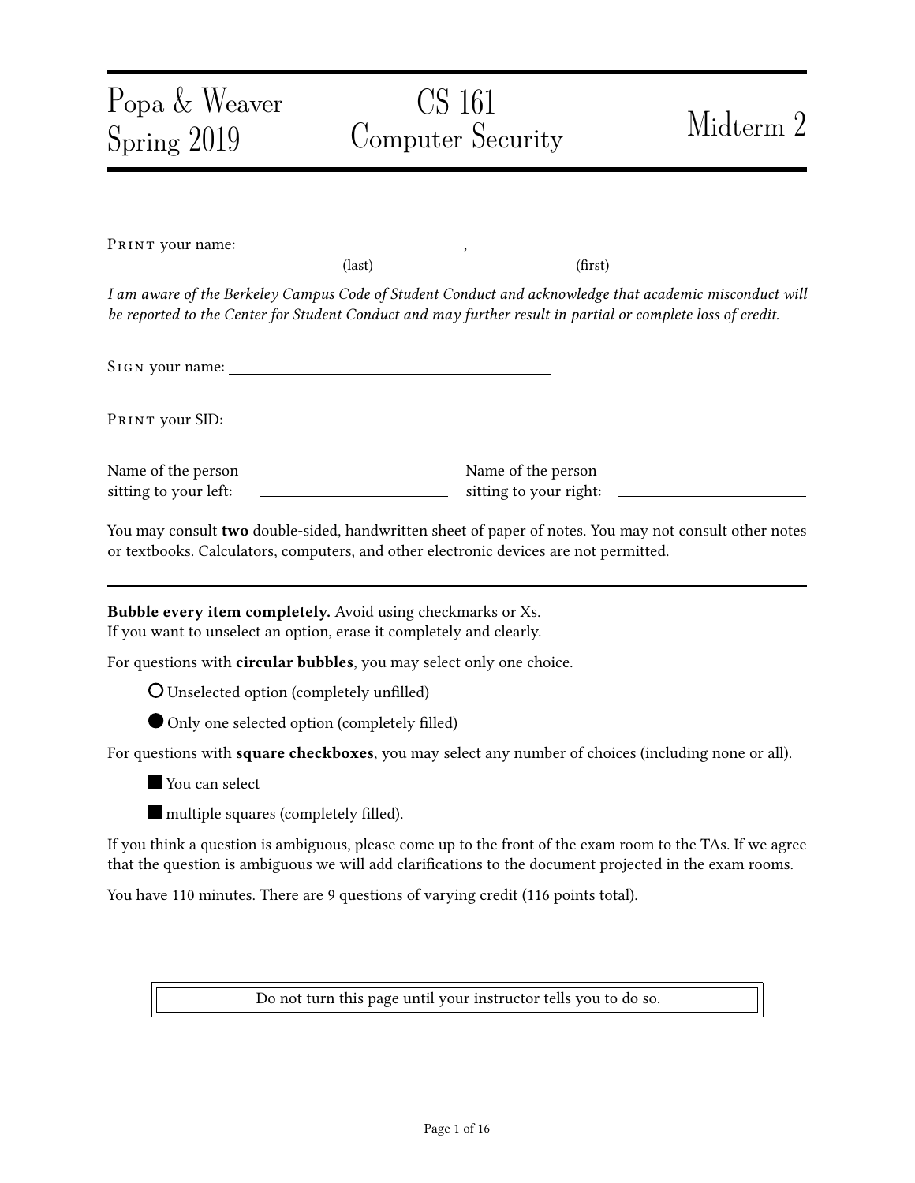Popa & Weaver
Spring 2019

# CS 161
# Computer Security

# Midterm 2

Print your name: ______________________, ______________________
(last) (first)

*I am aware of the Berkeley Campus Code of Student Conduct and acknowledge that academic misconduct will be reported to the Center for Student Conduct and may further result in partial or complete loss of credit.*

Sign your name: ______________________

Print your SID: ______________________

Name of the person sitting to your left: ______________________

Name of the person sitting to your right: ______________________

You may consult **two** double-sided, handwritten sheet of paper of notes. You may not consult other notes or textbooks. Calculators, computers, and other electronic devices are not permitted.

---

**Bubble every item completely.** Avoid using checkmarks or Xs.
If you want to unselect an option, erase it completely and clearly.

For questions with **circular bubbles**, you may select only one choice.

- ○ Unselected option (completely unfilled)
- ● Only one selected option (completely filled)

For questions with **square checkboxes**, you may select any number of choices (including none or all).

- ■ You can select
- ■ multiple squares (completely filled).

If you think a question is ambiguous, please come up to the front of the exam room to the TAs. If we agree that the question is ambiguous we will add clarifications to the document projected in the exam rooms.

You have 110 minutes. There are 9 questions of varying credit (116 points total).

Do not turn this page until your instructor tells you to do so.